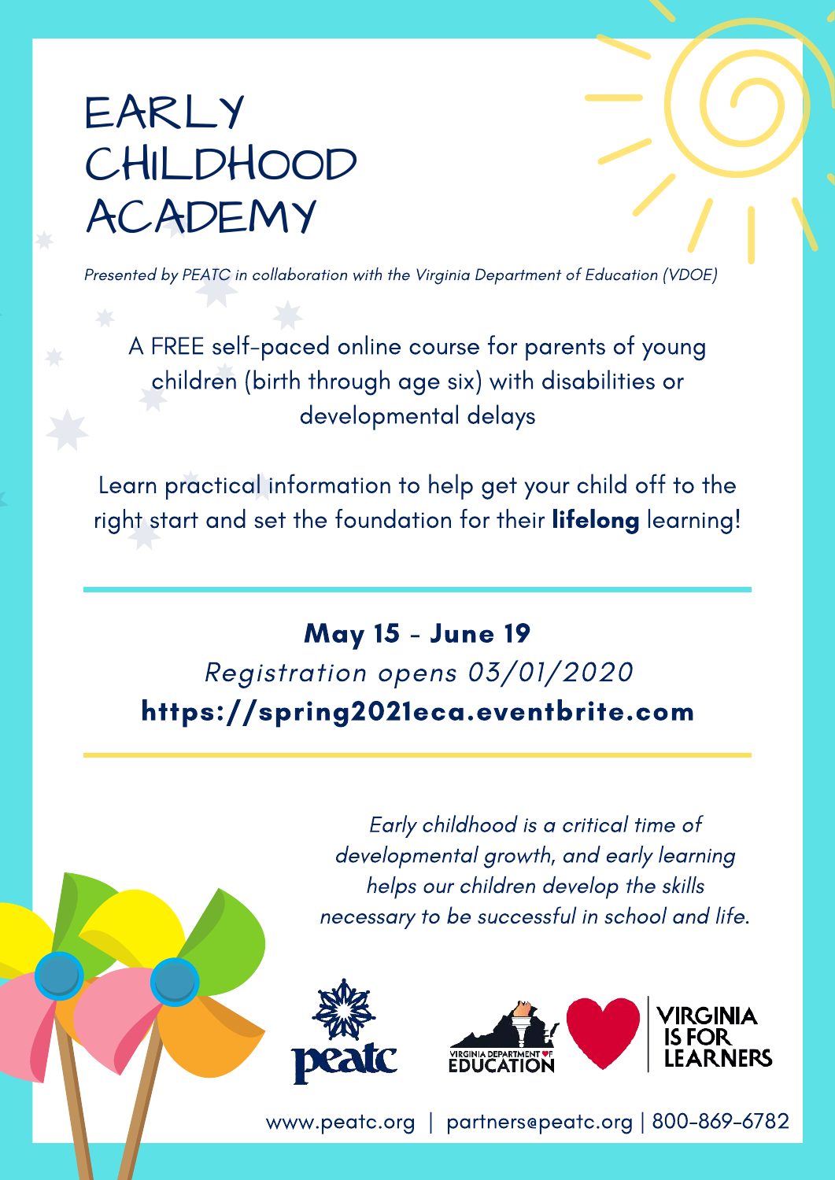# EARLY CHILDHOOD ACADEMY

*Presented by PEATC in collaboration with the Virginia Department of Education (VDOE)*

A FREE self-paced online course for parents of young children (birth through age six) with disabilities or developmental delays

Learn practical information to help get your child off to the right start and set the foundation for their **lifelong** learning!

**May 15 - June 19**

*Registration opens 03/01/2020*

**https://spring2021eca.eventbrite.com**

*Early childhood is a critical time of developmental growth, and early learning helps our children develop the skills necessary to be successful in school and life.*

peatc

VIRGINIA DEPARTMENT OF EDUCATION

VIRGINIA IS FOR LEARNERS

www.peatc.org | partners@peatc.org | 800-869-6782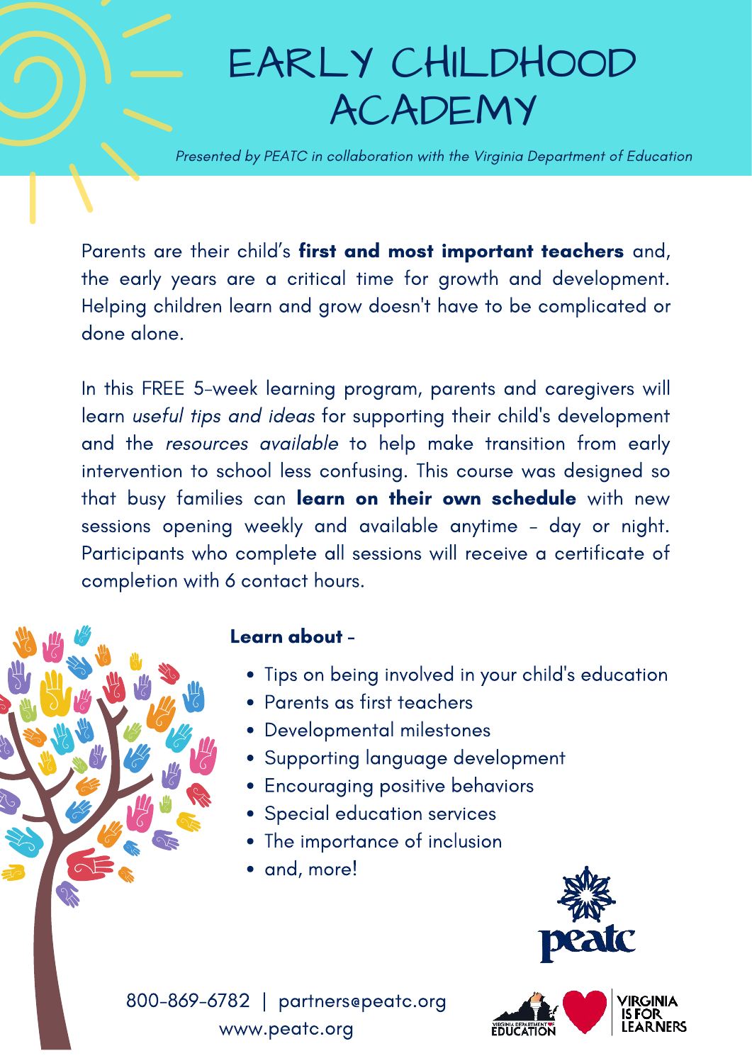# EARLY CHILDHOOD ACADEMY

*Presented by PEATC in collaboration with the Virginia Department of Education*

Parents are their child's **first and most important teachers** and, the early years are a critical time for growth and development. Helping children learn and grow doesn't have to be complicated or done alone.

In this FREE 5-week learning program, parents and caregivers will learn *useful tips and ideas* for supporting their child's development and the *resources available* to help make transition from early intervention to school less confusing. This course was designed so that busy families can **learn on their own schedule** with new sessions opening weekly and available anytime - day or night. Participants who complete all sessions will receive a certificate of completion with 6 contact hours.

**Learn about -**

- Tips on being involved in your child's education
- Parents as first teachers
- Developmental milestones
- Supporting language development
- Encouraging positive behaviors
- Special education services
- The importance of inclusion
- and, more!

peatc

800-869-6782 | partners@peatc.org
www.peatc.org

VIRGINIA DEPARTMENT OF EDUCATION

VIRGINIA IS FOR LEARNERS